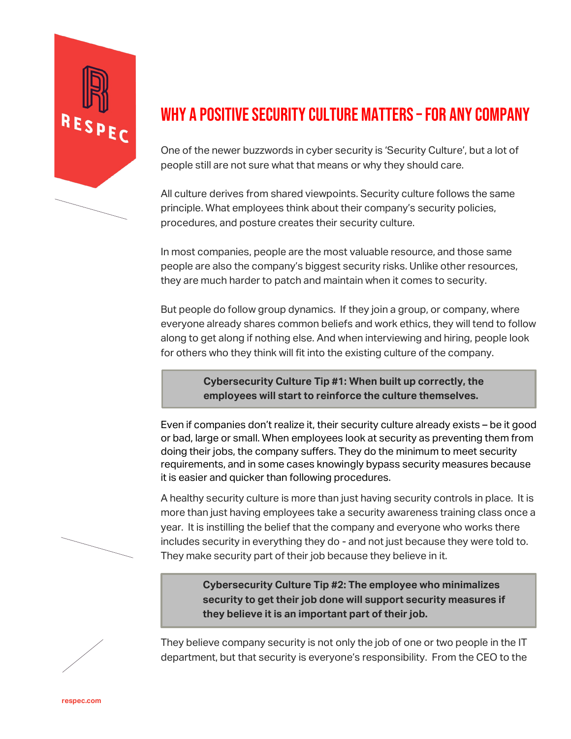# WHY A POSITIVE SECURITY CULTURE MATTERS – FOR ANY COMPANY

One of the newer buzzwords in cyber security is 'Security Culture', but a lot of people still are not sure what that means or why they should care.

All culture derives from shared viewpoints. Security culture follows the same principle. What employees think about their company's security policies, procedures, and posture creates their security culture.

In most companies, people are the most valuable resource, and those same people are also the company's biggest security risks. Unlike other resources, they are much harder to patch and maintain when it comes to security.

But people do follow group dynamics. If they join a group, or company, where everyone already shares common beliefs and work ethics, they will tend to follow along to get along if nothing else. And when interviewing and hiring, people look for others who they think will fit into the existing culture of the company.

> **Cybersecurity Culture Tip #1: When built up correctly, the employees will start to reinforce the culture themselves.**

Even if companies don't realize it, their security culture already exists – be it good or bad, large or small. When employees look at security as preventing them from doing their jobs, the company suffers. They do the minimum to meet security requirements, and in some cases knowingly bypass security measures because it is easier and quicker than following procedures.

A healthy security culture is more than just having security controls in place. It is more than just having employees take a security awareness training class once a year. It is instilling the belief that the company and everyone who works there includes security in everything they do - and not just because they were told to. They make security part of their job because they believe in it.

> **Cybersecurity Culture Tip #2: The employee who minimalizes security to get their job done will support security measures if they believe it is an important part of their job.**

They believe company security is not only the job of one or two people in the IT department, but that security is everyone's responsibility. From the CEO to the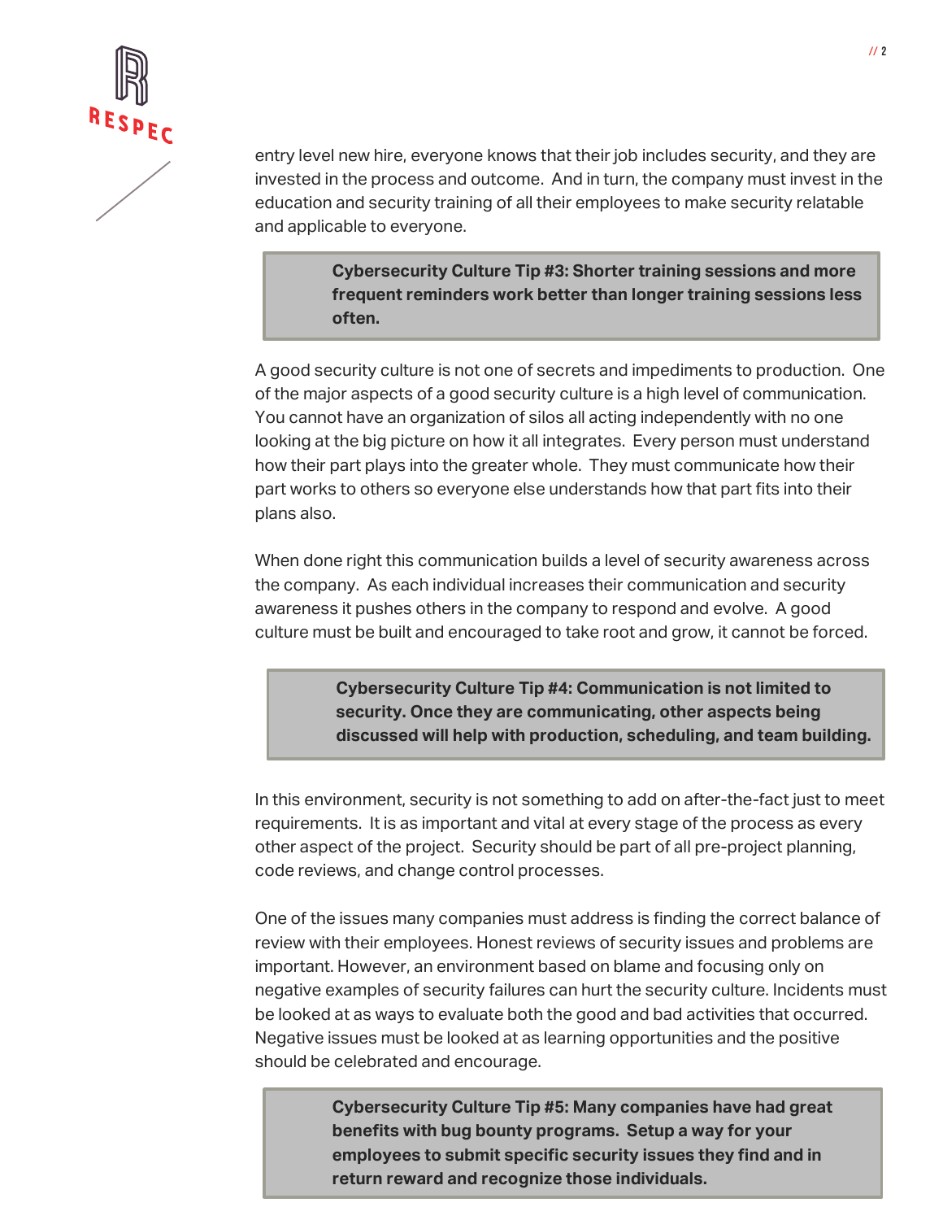entry level new hire, everyone knows that their job includes security, and they are invested in the process and outcome. And in turn, the company must invest in the education and security training of all their employees to make security relatable and applicable to everyone.

> **Cybersecurity Culture Tip #3: Shorter training sessions and more frequent reminders work better than longer training sessions less often.**

A good security culture is not one of secrets and impediments to production. One of the major aspects of a good security culture is a high level of communication. You cannot have an organization of silos all acting independently with no one looking at the big picture on how it all integrates. Every person must understand how their part plays into the greater whole. They must communicate how their part works to others so everyone else understands how that part fits into their plans also.

When done right this communication builds a level of security awareness across the company. As each individual increases their communication and security awareness it pushes others in the company to respond and evolve. A good culture must be built and encouraged to take root and grow, it cannot be forced.

> **Cybersecurity Culture Tip #4: Communication is not limited to security. Once they are communicating, other aspects being discussed will help with production, scheduling, and team building.**

In this environment, security is not something to add on after-the-fact just to meet requirements. It is as important and vital at every stage of the process as every other aspect of the project. Security should be part of all pre-project planning, code reviews, and change control processes.

One of the issues many companies must address is finding the correct balance of review with their employees. Honest reviews of security issues and problems are important. However, an environment based on blame and focusing only on negative examples of security failures can hurt the security culture. Incidents must be looked at as ways to evaluate both the good and bad activities that occurred. Negative issues must be looked at as learning opportunities and the positive should be celebrated and encourage.

> **Cybersecurity Culture Tip #5: Many companies have had great benefits with bug bounty programs. Setup a way for your employees to submit specific security issues they find and in return reward and recognize those individuals.**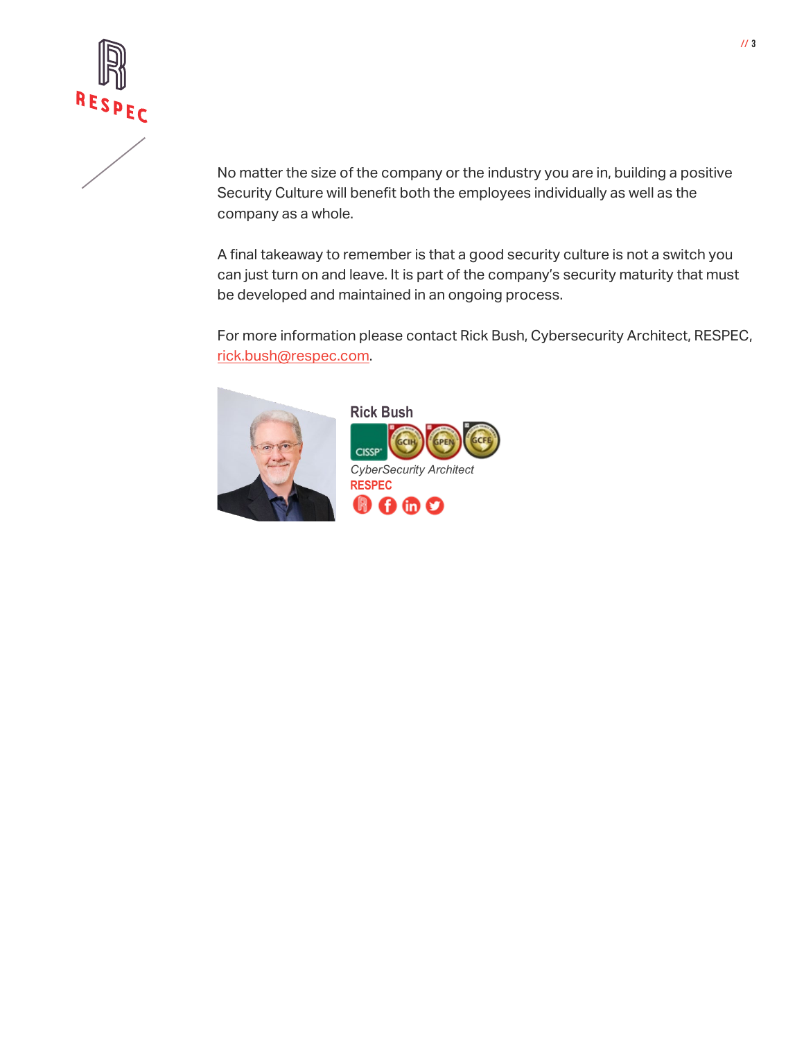No matter the size of the company or the industry you are in, building a positive Security Culture will benefit both the employees individually as well as the company as a whole.

A final takeaway to remember is that a good security culture is not a switch you can just turn on and leave. It is part of the company's security maturity that must be developed and maintained in an ongoing process.

For more information please contact Rick Bush, Cybersecurity Architect, RESPEC, rick.bush@respec.com.

**Rick Bush**

CISSP GCIH GPEN GCFE

*CyberSecurity Architect*

**RESPEC**